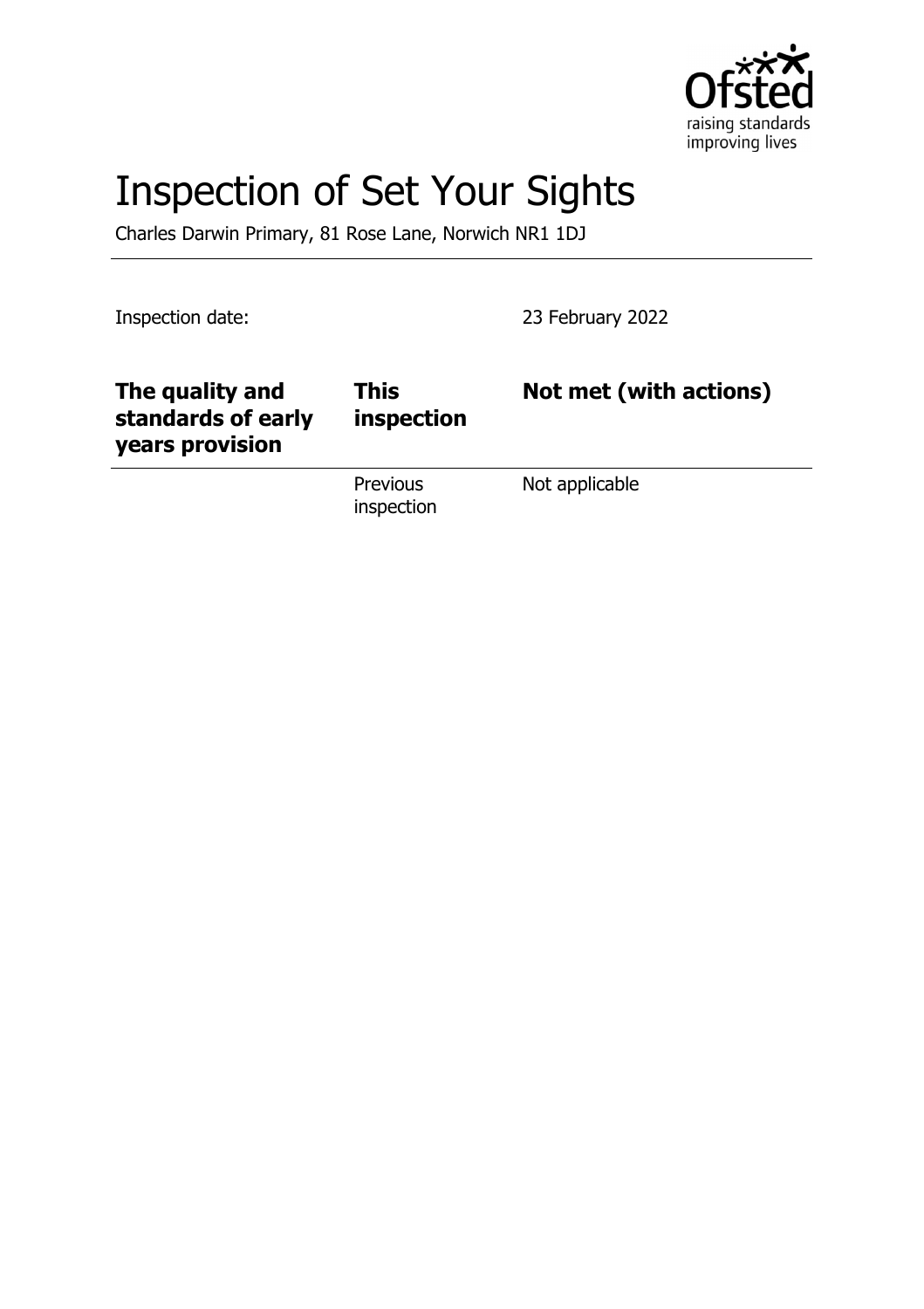# Inspection of Set Your Sights

Charles Darwin Primary, 81 Rose Lane, Norwich NR1 1DJ

| Inspection date: | | 23 February 2022 |
| --- | --- | --- |
| **The quality and standards of early years provision** | **This inspection** | **Not met (with actions)** |
| | Previous inspection | Not applicable |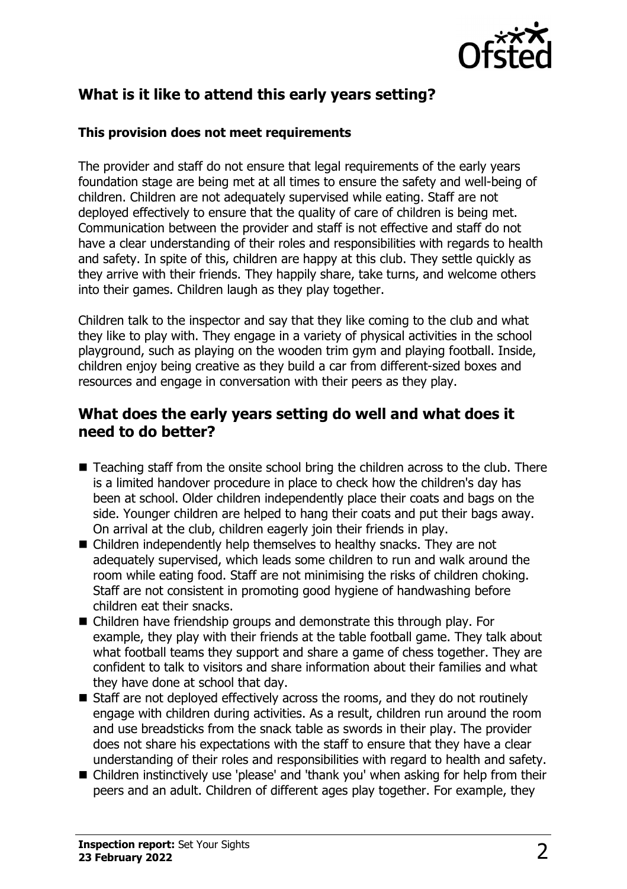## What is it like to attend this early years setting?

### This provision does not meet requirements

The provider and staff do not ensure that legal requirements of the early years foundation stage are being met at all times to ensure the safety and well-being of children. Children are not adequately supervised while eating. Staff are not deployed effectively to ensure that the quality of care of children is being met. Communication between the provider and staff is not effective and staff do not have a clear understanding of their roles and responsibilities with regards to health and safety. In spite of this, children are happy at this club. They settle quickly as they arrive with their friends. They happily share, take turns, and welcome others into their games. Children laugh as they play together.

Children talk to the inspector and say that they like coming to the club and what they like to play with. They engage in a variety of physical activities in the school playground, such as playing on the wooden trim gym and playing football. Inside, children enjoy being creative as they build a car from different-sized boxes and resources and engage in conversation with their peers as they play.

## What does the early years setting do well and what does it need to do better?

- Teaching staff from the onsite school bring the children across to the club. There is a limited handover procedure in place to check how the children's day has been at school. Older children independently place their coats and bags on the side. Younger children are helped to hang their coats and put their bags away. On arrival at the club, children eagerly join their friends in play.
- Children independently help themselves to healthy snacks. They are not adequately supervised, which leads some children to run and walk around the room while eating food. Staff are not minimising the risks of children choking. Staff are not consistent in promoting good hygiene of handwashing before children eat their snacks.
- Children have friendship groups and demonstrate this through play. For example, they play with their friends at the table football game. They talk about what football teams they support and share a game of chess together. They are confident to talk to visitors and share information about their families and what they have done at school that day.
- Staff are not deployed effectively across the rooms, and they do not routinely engage with children during activities. As a result, children run around the room and use breadsticks from the snack table as swords in their play. The provider does not share his expectations with the staff to ensure that they have a clear understanding of their roles and responsibilities with regard to health and safety.
- Children instinctively use 'please' and 'thank you' when asking for help from their peers and an adult. Children of different ages play together. For example, they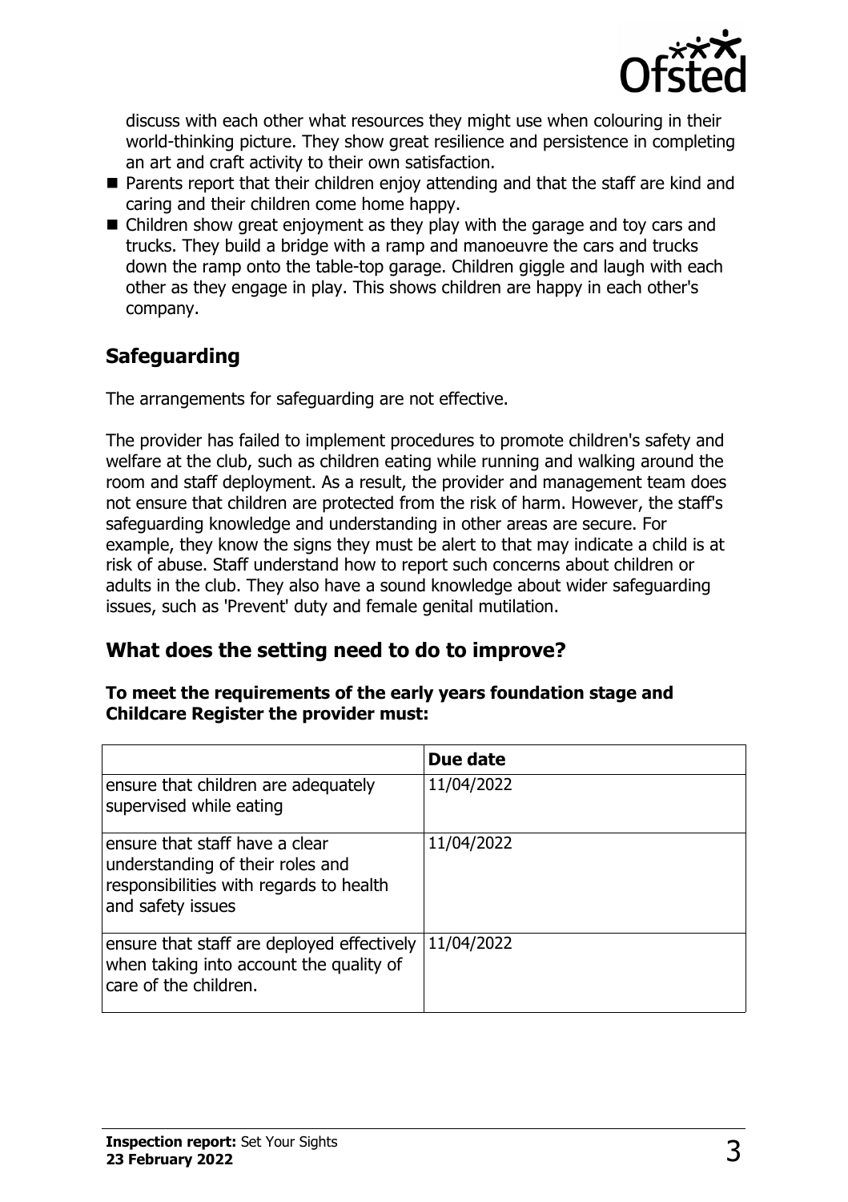discuss with each other what resources they might use when colouring in their world-thinking picture. They show great resilience and persistence in completing an art and craft activity to their own satisfaction.

- Parents report that their children enjoy attending and that the staff are kind and caring and their children come home happy.
- Children show great enjoyment as they play with the garage and toy cars and trucks. They build a bridge with a ramp and manoeuvre the cars and trucks down the ramp onto the table-top garage. Children giggle and laugh with each other as they engage in play. This shows children are happy in each other's company.

## Safeguarding

The arrangements for safeguarding are not effective.

The provider has failed to implement procedures to promote children's safety and welfare at the club, such as children eating while running and walking around the room and staff deployment. As a result, the provider and management team does not ensure that children are protected from the risk of harm. However, the staff's safeguarding knowledge and understanding in other areas are secure. For example, they know the signs they must be alert to that may indicate a child is at risk of abuse. Staff understand how to report such concerns about children or adults in the club. They also have a sound knowledge about wider safeguarding issues, such as 'Prevent' duty and female genital mutilation.

## What does the setting need to do to improve?

**To meet the requirements of the early years foundation stage and Childcare Register the provider must:**

| | Due date |
|---|---|
| ensure that children are adequately supervised while eating | 11/04/2022 |
| ensure that staff have a clear understanding of their roles and responsibilities with regards to health and safety issues | 11/04/2022 |
| ensure that staff are deployed effectively when taking into account the quality of care of the children. | 11/04/2022 |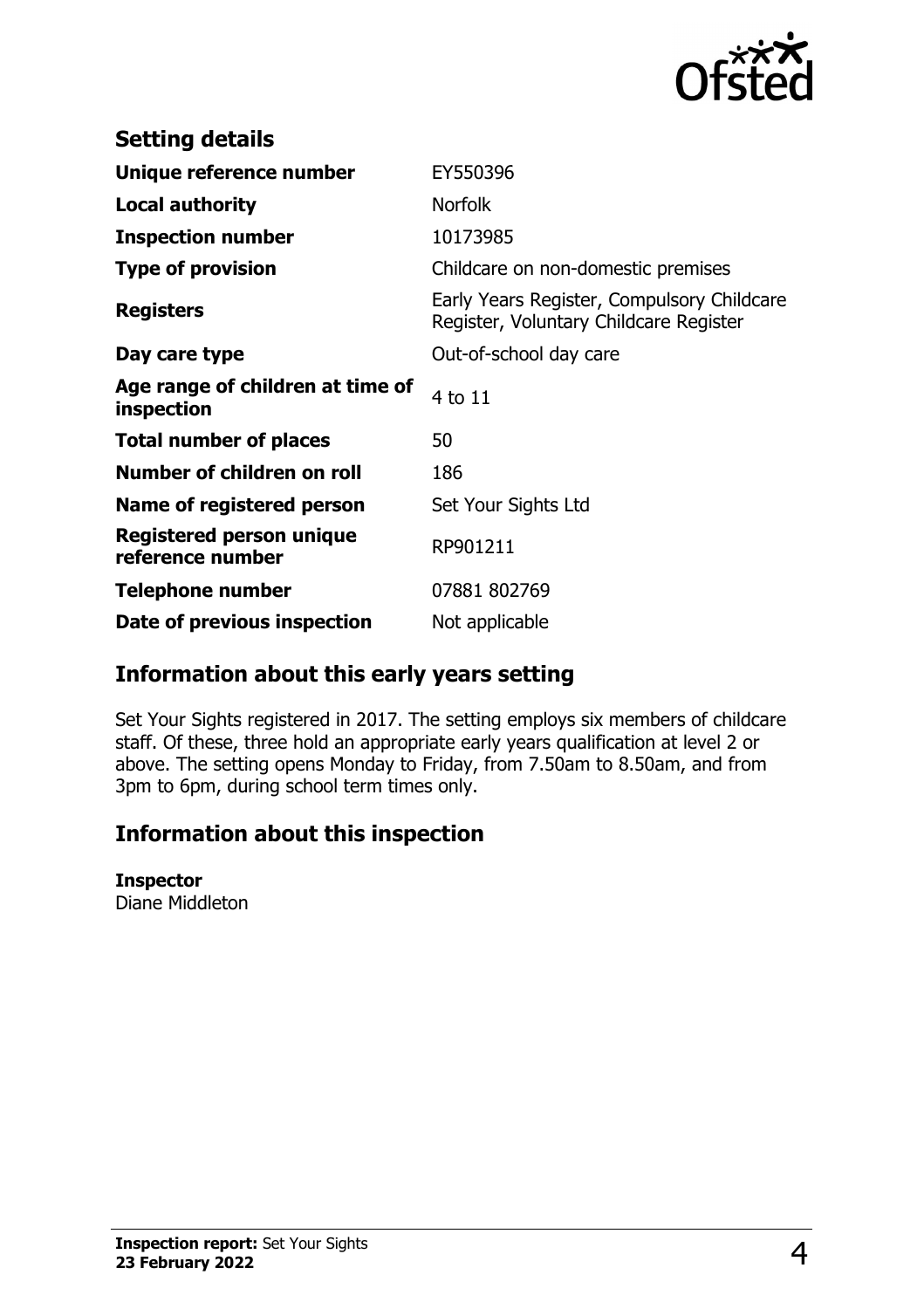## Setting details

| | |
|---|---|
| **Unique reference number** | EY550396 |
| **Local authority** | Norfolk |
| **Inspection number** | 10173985 |
| **Type of provision** | Childcare on non-domestic premises |
| **Registers** | Early Years Register, Compulsory Childcare Register, Voluntary Childcare Register |
| **Day care type** | Out-of-school day care |
| **Age range of children at time of inspection** | 4 to 11 |
| **Total number of places** | 50 |
| **Number of children on roll** | 186 |
| **Name of registered person** | Set Your Sights Ltd |
| **Registered person unique reference number** | RP901211 |
| **Telephone number** | 07881 802769 |
| **Date of previous inspection** | Not applicable |

## Information about this early years setting

Set Your Sights registered in 2017. The setting employs six members of childcare staff. Of these, three hold an appropriate early years qualification at level 2 or above. The setting opens Monday to Friday, from 7.50am to 8.50am, and from 3pm to 6pm, during school term times only.

## Information about this inspection

**Inspector**
Diane Middleton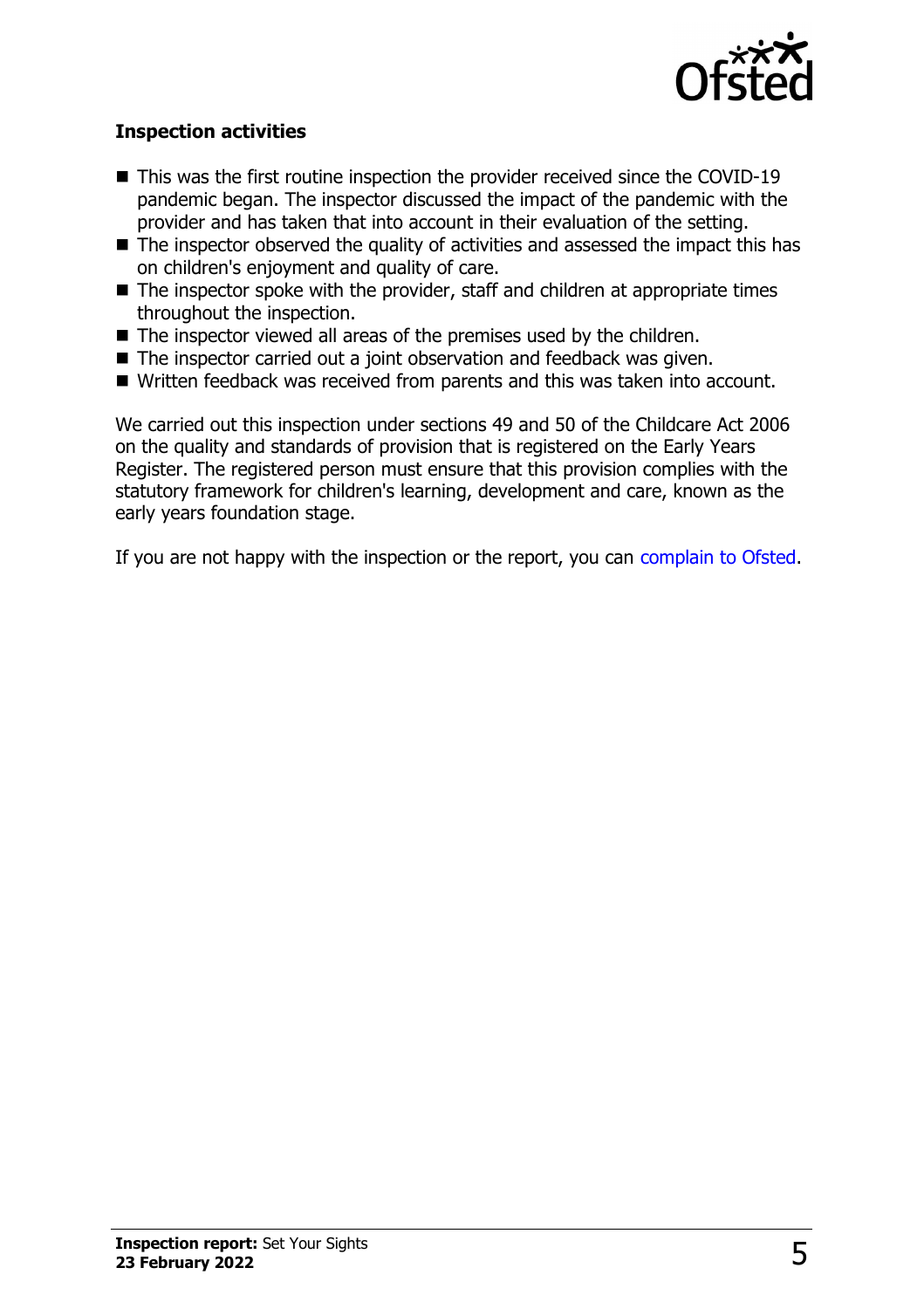### Inspection activities

- This was the first routine inspection the provider received since the COVID-19 pandemic began. The inspector discussed the impact of the pandemic with the provider and has taken that into account in their evaluation of the setting.
- The inspector observed the quality of activities and assessed the impact this has on children's enjoyment and quality of care.
- The inspector spoke with the provider, staff and children at appropriate times throughout the inspection.
- The inspector viewed all areas of the premises used by the children.
- The inspector carried out a joint observation and feedback was given.
- Written feedback was received from parents and this was taken into account.

We carried out this inspection under sections 49 and 50 of the Childcare Act 2006 on the quality and standards of provision that is registered on the Early Years Register. The registered person must ensure that this provision complies with the statutory framework for children's learning, development and care, known as the early years foundation stage.

If you are not happy with the inspection or the report, you can complain to Ofsted.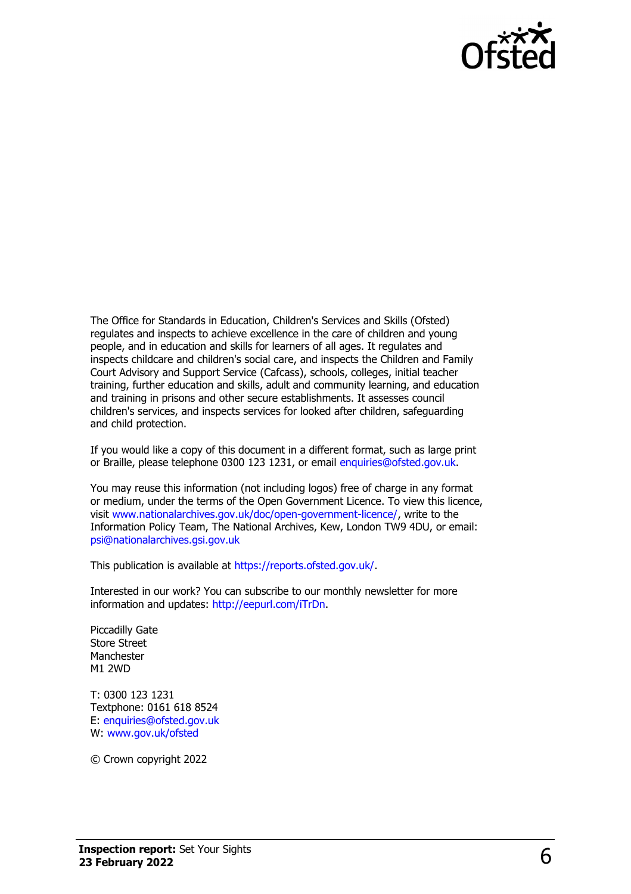The Office for Standards in Education, Children's Services and Skills (Ofsted) regulates and inspects to achieve excellence in the care of children and young people, and in education and skills for learners of all ages. It regulates and inspects childcare and children's social care, and inspects the Children and Family Court Advisory and Support Service (Cafcass), schools, colleges, initial teacher training, further education and skills, adult and community learning, and education and training in prisons and other secure establishments. It assesses council children's services, and inspects services for looked after children, safeguarding and child protection.

If you would like a copy of this document in a different format, such as large print or Braille, please telephone 0300 123 1231, or email enquiries@ofsted.gov.uk.

You may reuse this information (not including logos) free of charge in any format or medium, under the terms of the Open Government Licence. To view this licence, visit www.nationalarchives.gov.uk/doc/open-government-licence/, write to the Information Policy Team, The National Archives, Kew, London TW9 4DU, or email: psi@nationalarchives.gsi.gov.uk

This publication is available at https://reports.ofsted.gov.uk/.

Interested in our work? You can subscribe to our monthly newsletter for more information and updates: http://eepurl.com/iTrDn.

Piccadilly Gate
Store Street
Manchester
M1 2WD

T: 0300 123 1231
Textphone: 0161 618 8524
E: enquiries@ofsted.gov.uk
W: www.gov.uk/ofsted

© Crown copyright 2022